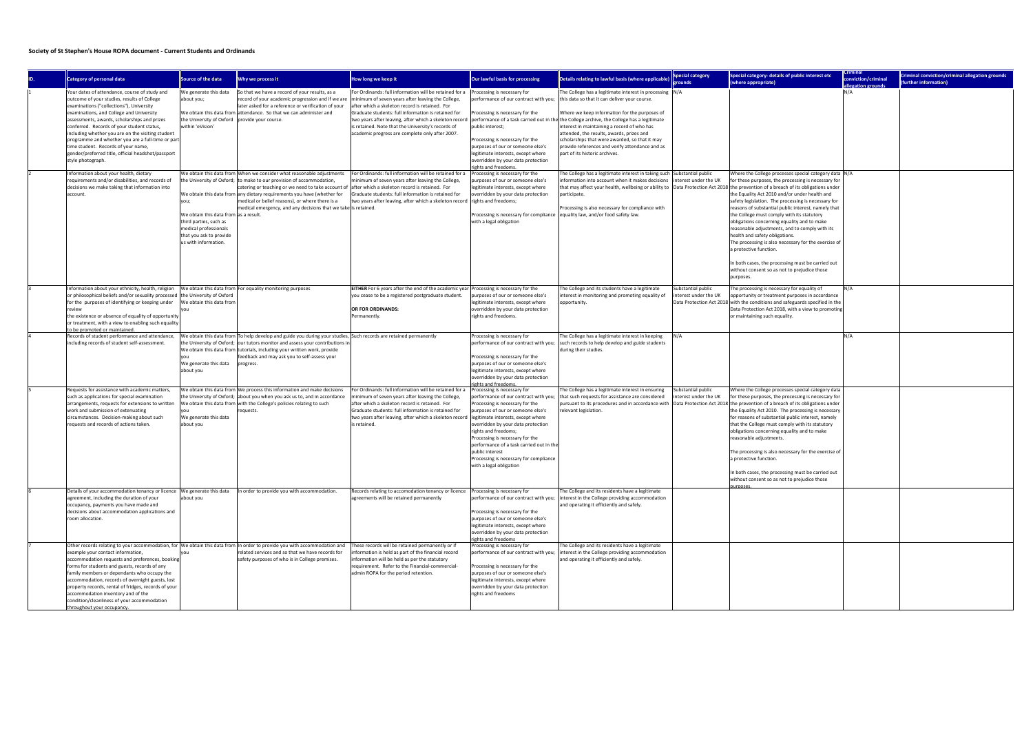**Society of St Stephen's House ROPA document - Current Students and Ordinands**

| ID. | Category of personal data | Source of the data | Why we process it | How long we keep it | Our lawful basis for processing | Details relating to lawful basis (where applicable) | Special category grounds | Special category- details of public interest etc (where appropriate) | Criminal conviction/criminal allegation grounds | Criminal conviction/criminal allegation grounds (further information) |
|---|---|---|---|---|---|---|---|---|---|---|
| 1 | Your dates of attendance, course of study and outcome of your studies, results of College examinations ("collections"), University examinations, and College and University assessments, awards, scholarships and prizes conferred. Records of your student status, including whether you are on the visiting student programme and whether you are a full-time or part time student. Records of your name, gender/preferred title, official headshot/passport style photograph. | We generate this data about you; We obtain this data from the University of Oxford within 'eVision' | So that we have a record of your results, as a record of your academic progression and if we are later asked for a reference or verification of your attendance. So that we can administer and provide your course. | For Ordinands: full information will be retained for a minimum of seven years after leaving the College, after which a skeleton record is retained. For Graduate students: full information is retained for two years after leaving, after which a skeleton record is retained. Note that the University's records of academic progress are complete only after 2007. | Processing is necessary for performance of our contract with you; Processing is necessary for the performance of a task carried out in the public interest; Processing is necessary for the purposes of our or someone else's legitimate interests, except where overridden by your data protection rights and freedoms. | The College has a legitimate interest in processing this data so that it can deliver your course. Where we keep information for the purposes of the College archive, the College has a legitimate interest in maintaining a record of who has attended, the results, awards, prizes and scholarships that were awarded, so that it may provide references and verify attendance and as part of its historic archives. | N/A | | N/A | |
| 2 | Information about your health, dietary requirements and/or disabilities, and records of decisions we make taking that information into account. | We obtain this data from the University of Oxford; We obtain this data from you; We obtain this data from third parties, such as medical professionals that you ask to provide us with information. | When we consider what reasonable adjustments to make to our provision of accommodation, catering or teaching or we need to take account of any dietary requirements you have (whether for medical or belief reasons), or where there is a medical emergency, and any decisions that we take as a result. | For Ordinands: full information will be retained for a minimum of seven years after leaving the College, after which a skeleton record is retained. For Graduate students: full information is retained for two years after leaving, after which a skeleton record is retained. | Processing is necessary for the purposes of our or someone else's legitimate interests, except where overridden by your data protection rights and freedoms; Processing is necessary for compliance with a legal obligation | The College has a legitimate interest in taking such information into account when it makes decisions that may affect your health, wellbeing or ability to participate. Processing is also necessary for compliance with equality law, and/or food safety law. | Substantial public interest under the UK Data Protection Act 2018 | Where the College processes special category data for these purposes, the processing is necessary for the prevention of a breach of its obligations under the Equality Act 2010 and/or under health and safety legislation. The processing is necessary for reasons of substantial public interest, namely that the College must comply with its statutory obligations concerning equality and to make reasonable adjustments, and to comply with its health and safety obligations. The processing is also necessary for the exercise of a protective function. In both cases, the processing must be carried out without consent so as not to prejudice those purposes. | N/A | |
| 3 | Information about your ethnicity, health, religion or philosophical beliefs and/or sexuality processed for the purposes of identifying or keeping under review the existence or absence of equality of opportunity or treatment, with a view to enabling such equality to be promoted or maintained. | We obtain this data from the University of Oxford We obtain this data from you | For equality monitoring purposes | EITHER For 6 years after the end of the academic year you cease to be a registered postgraduate student. OR FOR ORDINANDS: Permanently. | Processing is necessary for the purposes of our or someone else's legitimate interests, except where overridden by your data protection rights and freedoms. | The College and its students have a legitimate interest in monitoring and promoting equality of opportunity. | Substantial public interest under the UK Data Protection Act 2018 | The processing is necessary for equality of opportunity or treatment purposes in accordance with the conditions and safeguards specified in the Data Protection Act 2018, with a view to promoting or maintaining such equality. | N/A | |
| 4 | Records of student performance and attendance, including records of student self-assessment. | We obtain this data from the University of Oxford; We obtain this data from you We generate this data about you | To help develop and guide you during your studies, our tutors monitor and assess your contributions in tutorials, including your written work, provide feedback and may ask you to self-assess your progress. | Such records are retained permanently | Processing is necessary for performance of our contract with you; Processing is necessary for the purposes of our or someone else's legitimate interests, except where overridden by your data protection rights and freedoms. | The College has a legitimate interest in keeping such records to help develop and guide students during their studies. | N/A | | N/A | |
| 5 | Requests for assistance with academic matters, such as applications for special examination arrangements, requests for extensions to written work and submission of extenuating circumstances. Decision-making about such requests and records of actions taken. | We obtain this data from the University of Oxford; We obtain this data from you We generate this data about you | We process this information and make decisions about you when you ask us to, and in accordance with the College's policies relating to such requests. | For Ordinands: full information will be retained for a minimum of seven years after leaving the College, after which a skeleton record is retained. For Graduate students: full information is retained for two years after leaving, after which a skeleton record is retained. | Processing is necessary for performance of our contract with you; Processing is necessary for the purposes of our or someone else's legitimate interests, except where overridden by your data protection rights and freedoms; Processing is necessary for the performance of a task carried out in the public interest Processing is necessary for compliance with a legal obligation | The College has a legitimate interest in ensuring that such requests for assistance are considered pursuant to its procedures and in accordance with relevant legislation. | Substantial public interest under the UK Data Protection Act 2018 | Where the College processes special category data for these purposes, the processing is necessary for the prevention of a breach of its obligations under the Equality Act 2010. The processing is necessary for reasons of substantial public interest, namely that the College must comply with its statutory obligations concerning equality and to make reasonable adjustments. The processing is also necessary for the exercise of a protective function. In both cases, the processing must be carried out without consent so as not to prejudice those purposes. | | |
| 6 | Details of your accommodation tenancy or licence agreement, including the duration of your occupancy, payments you have made and decisions about accommodation applications and room allocation. | We generate this data about you | In order to provide you with accommodation. | Records relating to accomodation tenancy or licence agreements will be retained permanently | Processing is necessary for performance of our contract with you; Processing is necessary for the purposes of our or someone else's legitimate interests, except where overridden by your data protection rights and freedoms | The College and its residents have a legitimate interest in the College providing accommodation and operating it efficiently and safely. | | | | |
| 7 | Other records relating to your accommodation, for example your contact information, accommodation requests and preferences, booking forms for students and guests, records of any family members or dependants who occupy the accommodation, records of overnight guests, lost property records, rental of fridges, records of your accommodation inventory and of the condition/cleanliness of your accommodation throughout your occupancy. | We obtain this data from you | In order to provide you with accommodation and related services and so that we have records for safety purposes of who is in College premises. | These records will be retained permanently or if information is held as part of the financial record information will be held as per the statutory requirement. Refer to the Financial-commercial-admin ROPA for the period retention. | Processing is necessary for performance of our contract with you; Processing is necessary for the purposes of our or someone else's legitimate interests, except where overridden by your data protection rights and freedoms | The College and its residents have a legitimate interest in the College providing accommodation and operating it efficiently and safely. | | | | |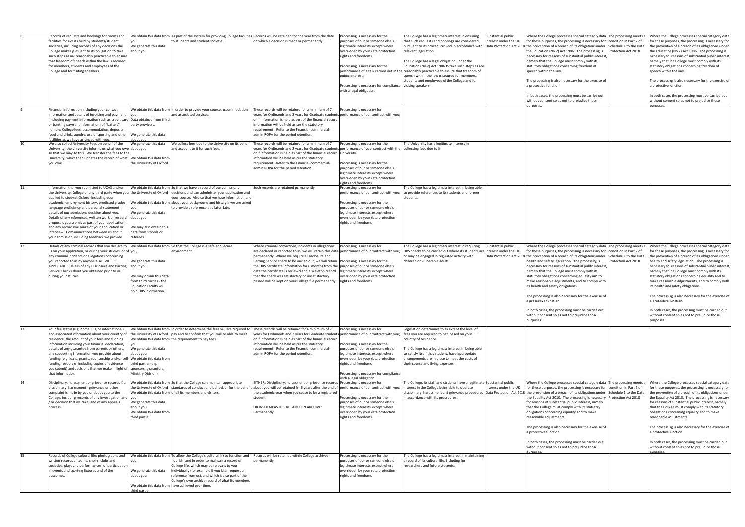| 8 | Records of requests and bookings for rooms and facilities for events held by students/student societies, including records of any decisions the College makes pursuant to its obligation to take such steps as are reasonably practicable to ensure that freedom of speech within the law is secured for members, students and employees of the College and for visiting speakers. | We obtain this data from you<br>We generate this data about you | As part of the system for providing College facilities to students and student societies. | Records will be retained for one year from the date on which a decision is made or permanently | Processing is necessary for the purposes of our or someone else's legitimate interests, except where overridden by your data protection rights and freedoms;<br><br>Processing is necessary for the performance of a task carried out in the public interest;<br><br>Processing is necessary for compliance with a legal obligation. | The College has a legitimate interest in ensuring that such requests and bookings are considered pursuant to its procedures and in accordance with relevant legislation.<br><br>The College has a legal obligation under the Education (No 2) Act 1986 to take such steps as are reasonably practicable to ensure that freedom of speech within the law is secured for members, students and employees of the College and for visiting speakers. | Substantial public interest under the UK Data Protection Act 2018 | Where the College processes special category data for these purposes, the processing is necessary for the prevention of a breach of its obligations under the Education (No 2) Act 1986. The processing is necessary for reasons of substantial public interest, namely that the College must comply with its statutory obligations concerning freedom of speech within the law.<br><br>The processing is also necessary for the exercise of a protective function.<br><br>In both cases, the processing must be carried out without consent so as not to prejudice those purposes. | The processing meets a condition in Part 2 of Schedule 1 to the Data Protection Act 2018 | Where the College processes special category data for these purposes, the processing is necessary for the prevention of a breach of its obligations under the Education (No 2) Act 1986. The processing is necessary for reasons of substantial public interest, namely that the College must comply with its statutory obligations concerning freedom of speech within the law.<br><br>The processing is also necessary for the exercise of a protective function.<br><br>In both cases, the processing must be carried out without consent so as not to prejudice those purposes. |
|---|---|---|---|---|---|---|---|---|---|---|
| 9 | Financial information including your contact information and details of invoicing and payment (including payment information such as credit card or banking payment information) of "battels", namely: College fees, accommodation, deposits, food and drink, laundry, use of sporting and other facilities as we have arranged with you. | We obtain this data from you<br>Data obtained from third party providers.<br>We generate this data about you | In order to provide your course, accommodation and associated services. | These records will be retained for a minimum of 7 years for Ordinands and 2 years for Graduate students or if information is held as part of the financial record information will be held as per the statutory requirement. Refer to the Financial-commercial-admin ROPA for the period retention. | Processing is necessary for performance of our contract with you; | | | | | |
| 10 | We also collect University Fees on behalf of the University; the University informs us what you owe so that we may do this. We transfer the fees to the University, which then updates the record of what you owe. | We generate this data about you<br>We obtain this data from the University of Oxford | We collect fees due to the University on its behalf and account to it for such fees. | These records will be retained for a minimum of 7 years for Ordinands and 2 years for Graduate students or if information is held as part of the financial record information will be held as per the statutory requirement. Refer to the Financial-commercial-admin ROPA for the period retention. | Processing is necessary for the performance of your contract with the University.<br><br>Processing is necessary for the purposes of our or someone else's legitimate interests, except where overridden by your data protection rights and freedoms | The University has a legitimate interest in collecting fees due to it. | | | | |
| 11 | Information that you submitted to UCAS and/or the University, College or any third party when you applied to study at Oxford, including your academic, employment history, predicted grades, language proficiency and personal statement; details of our admissions decision about you. Details of any references, written work or research proposals you submit as part of your application, and any records we make of your application or interview. Communications between us about your admission, including feedback we provide. | We obtain this data from the University of Oxford<br>We obtain this data from you<br>We generate this data about you<br>We may also obtain this data from schools or referees | So that we have a record of our admissions decisions and can administer your application and your course. Also so that we have information about your background and history if we are asked to provide a reference at a later date. | Such records are retained permanently | Processing is necessary for performance of our contract with you;<br><br>Processing is necessary for the purposes of our or someone else's legitimate interests, except where overridden by your data protection rights and freedoms. | The College has a legitimate interest in being able to provide references to its students and former students. | | | | |
| 12 | Details of any criminal records that you declare to us on your application, or during your studies, or of any criminal incidents or allegations concerning you reported to us by anyone else. WHERE APPLICABLE: Details of any Disclosure and Barring Service Checks about you obtained prior to or during your studies | We obtain this data from you;<br>We generate this data about you;<br>We may obtain this data from third parties - the Education Faculty will hold DBS information | So that the College is a safe and secure environment. | Where criminal convictions, incidents or allegations are declared or reported to us, we will retain this data permanently. Where we require a Disclosure and Barring Service check to be carried out, we will retain the DBS certificate information for 6 months from the date the certificate is recieved and a skeleton record that the check was satisfactory or unsatisfactory passed will be kept on your College file permanently. | Processing is necessary for performance of our contract with you;<br>Processing is necessary for the purposes of our or someone else's legitimate interests, except where overridden by your data protection rights and freedoms. | The College has a legitimate interest in requiring DBS checks to be carried out where its students are or may be engaged in regulated activity with children or vulnerable adults. | Substantial public interest under the UK Data Protection Act 2018 | Where the College processes special category data for these purposes, the processing is necessary for the prevention of a breach of its obligations under health and safety legislation. The processing is necessary for reasons of substantial public interest, namely that the College must comply with its statutory obligations concerning equality and to make reasonable adjustments, and to comply with its health and safety obligations.<br><br>The processing is also necessary for the exercise of a protective function.<br><br>In both cases, the processing must be carried out without consent so as not to prejudice those purposes. | The processing meets a condition in Part 2 of Schedule 1 to the Data Protection Act 2018 | Where the College processes special category data for these purposes, the processing is necessary for the prevention of a breach of its obligations under health and safety legislation. The processing is necessary for reasons of substantial public interest, namely that the College must comply with its statutory obligations concerning equality and to make reasonable adjustments, and to comply with its health and safety obligations.<br><br>The processing is also necessary for the exercise of a protective function.<br><br>In both cases, the processing must be carried out without consent so as not to prejudice those purposes. |
| 13 | Your fee status (e.g. home, EU, or international) and associated information about your country of residence, the amount of your fees and funding information including your financial declaration, details of any guarantee from parents or others, any supporting information you provide about funding (e.g. loans, grants, sponsorship and/or self-funding resources, including copies of evidence you submit) and decisions that we make in light of that information. | We obtain this data from the University of Oxford<br>We obtain this data from you<br>We generate this data about you<br>We obtain this data from third parties (e.g. sponsors, guarantors, Ministry Division). | In order to determine the fees you are required to pay and to confirm that you will be able to meet the requirement to pay fees. | These records will be retained for a minimum of 7 years for Ordinands and 2 years for Graduate students or if information is held as part of the financial record information will be held as per the statutory requirement. Refer to the Financial-commercial-admin ROPA for the period retention. | Processing is necessary for performance of our contract with you;<br><br>Processing is necessary for the purposes of our or someone else's legitimate interests, except where overridden by your data protection rights and freedoms;<br><br>Processing is necessary for compliance with a legal obligation | Legislation determines to an extent the level of fees you are required to pay, based on your country of residence.<br><br>The College has a legitimate interest in being able to satisfy itself that students have appropriate arrangements are in place to meet the costs of their course and living expenses. | | | | |
| 14 | Disciplinary, harassment or grievance records if a disciplinary, harassment, grievance or other complaint is made by you or about you to the College, including records of any investigation and / or decision that we take, and of any appeals process. | We obtain this data from the University of Oxford<br>We obtain this data from you<br>We generate this data about you<br>We obtain this data from third parties | So that the College can maintain appropriate standards of conduct and behaviour for the benefit of all its members and visitors. | EITHER: Disciplinary, harassment or grievance records about you will be retained for 6 years after the end of the academic year when you cease to be a registered student.<br><br>OR INSOFAR AS IT IS RETAINED IN ARCHIVE: Permanently. | Processing is necessary for performance of our contract with you;<br><br>Processing is necessary for the purposes of our or someone else's legitimate interests, except where overridden by your data protection rights and freedoms. | The College, its staff and students have a legitimate interest in the College being able to operate disciplinary, harassment and grievance procedures in accordance with its procedures. | Substantial public interest under the UK Data Protection Act 2018 | Where the College processes special category data for these purposes, the processing is necessary for the prevention of a breach of its obligations under the Equality Act 2010. The processing is necessary for reasons of substantial public interest, namely that the College must comply with its statutory obligations concerning equality and to make reasonable adjustments.<br><br>The processing is also necessary for the exercise of a protective function.<br><br>In both cases, the processing must be carried out without consent so as not to prejudice those purposes. | The processing meets a condition in Part 2 of Schedule 1 to the Data Protection Act 2018 | Where the College processes special category data for these purposes, the processing is necessary for the prevention of a breach of its obligations under the Equality Act 2010. The processing is necessary for reasons of substantial public interest, namely that the College must comply with its statutory obligations concerning equality and to make reasonable adjustments.<br><br>The processing is also necessary for the exercise of a protective function.<br><br>In both cases, the processing must be carried out without consent so as not to prejudice those purposes. |
| 15 | Records of College cultural life: photographs and written records of teams, choirs, clubs and societies, plays and performances, of participation in events and sporting fixtures and of the outcomes. | We obtain this data from you<br>We generate this data about you<br>We obtain this data from third parties | To allow the College's cultural life to function and flourish, and in order to maintain a record of College life, which may be relevant to you individually (for example if you later request a reference from us), and which is also part of the College's own archive record of what its members have achieved over time. | Records will be retained within College archives permanently. | Processing is necessary for the purposes of our or someone else's legitimate interests, except where overridden by your data protection rights and freedoms | The College has a legitimate interest in maintaining a record of its cultural life, including for researchers and future students. | | | | |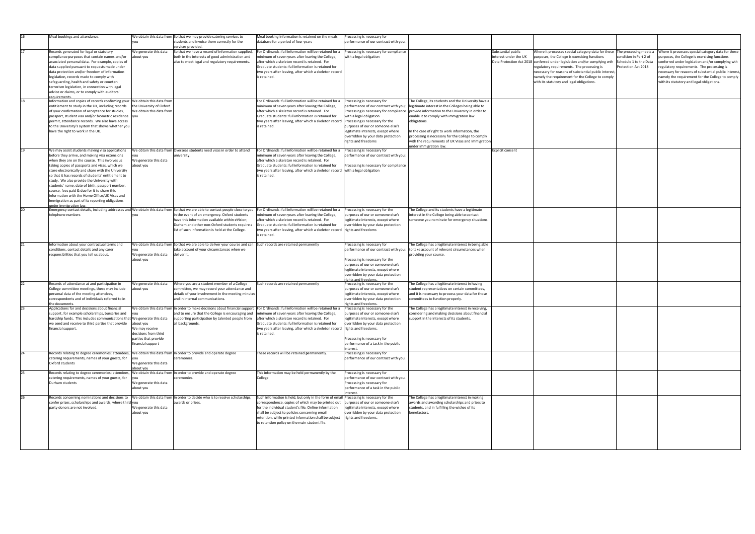| | | | | | | | | | | |
|---|---|---|---|---|---|---|---|---|---|---|
| 16 | Meal bookings and attendance. | We obtain this data from you | So that we may provide catering services to students and invoice them correctly for the services provided. | Meal booking information is retained on the meals database for a period of four years | Processing is necessary for performance of our contract with you. | | | | | |
| 17 | Records generated for legal or statutory compliance purposes that contain names and/or associated personal data. For example, copies of data supplied pursuant to requests made under data protection and/or freedom of information legislation, records made to comply with safeguarding, health and safety or counter-terrorism legislation, in connection with legal advice or claims, or to comply with auditors' requirements. | We generate this data about you | So that we have a record of information supplied, both in the interests of good administration and also to meet legal and regulatory requirements. | For Ordinands: full information will be retained for a minimum of seven years after leaving the College, after which a skeleton record is retained. For Graduate students: full information is retained for two years after leaving, after which a skeleton record is retained. | Processing is necessary for compliance with a legal obligation | | Substantial public interest under the UK Data Protection Act 2018 | Where it processes special category data for these purposes, the College is exercising functions conferred under legislation and/or complying with regulatory requirements. The processing is necessary for reasons of substantial public interest, namely the requirement for the College to comply with its statutory and legal obligations. | The processing meets a condition in Part 2 of Schedule 1 to the Data Protection Act 2018 | Where it processes special category data for these purposes, the College is exercising functions conferred under legislation and/or complying with regulatory requirements. The processing is necessary for reasons of substantial public interest, namely the requirement for the College to comply with its statutory and legal obligations. |
| 18 | Information and copies of records confirming your entitlement to study in the UK, including records of your confirmation of acceptance for studies, passport, student visa and/or biometric residence permit, attendance records. We also have access to the University's system that shows whether you have the right to work in the UK. | We obtain this data from the University of Oxford<br>We obtain this data from you | | For Ordinands: full information will be retained for a minimum of seven years after leaving the College, after which a skeleton record is retained. For Graduate students: full information is retained for two years after leaving, after which a skeleton record is retained. | Processing is necessary for performance of our contract with you;<br>Processing is necessary for compliance with a legal obligation<br>Processing is necessary for the purposes of our or someone else's legitimate interests, except where overridden by your data protection rights and freedoms | The College, its students and the University have a legitimate interest in the Colleges being able to provide information to the University in order to enable it to comply with immigration law obligations.<br><br>In the case of right to work information, the processing is necessary for the College to comply with the requirements of UK Visas and Immigration under immigration law. | | | | |
| 19 | We may assist students making visa applications before they arrive, and making visa extensions when they are on the course. This involves us taking copies of passports and visas, which we store electronically and share with the University so that it has records of students' entitlement to study. We also provide the University with students' name, date of birth, passport number, course, fees paid & due for it to share this information with the Home Office/UK Visas and Immigration as part of its reporting obligations under immigration law. | We obtain this data from you<br>We generate this data about you | Overseas students need visas in order to attend university. | For Ordinands: full information will be retained for a minimum of seven years after leaving the College, after which a skeleton record is retained. For Graduate students: full information is retained for two years after leaving, after which a skeleton record is retained. | Processing is necessary for performance of our contract with you;<br><br>Processing is necessary for compliance with a legal obligation | | Explicit consent | | | |
| 20 | Emergency contact details, including addresses and telephone numbers | We obtain this data from you | So that we are able to contact people close to you in the event of an emergency. Oxford students have this information available within eVision; Durham and other non-Oxford students require a list of such information is held at the College. | For Ordinands: full information will be retained for a minimum of seven years after leaving the College, after which a skeleton record is retained. For Graduate students: full information is retained for two years after leaving, after which a skeleton record is retained. | Processing is necessary for the purposes of our or someone else's legitimate interests, except where overridden by your data protection rights and freedoms | The College and its students have a legitimate interest in the College being able to contact someone you nominate for emergency situations. | | | | |
| 21 | Information about your contractual terms and conditions, contact details and any carer responsibilities that you tell us about. | We obtain this data from you<br>We generate this data about you | So that we are able to deliver your course and can take account of your circumstances when we deliver it. | Such records are retained permanently | Processing is necessary for performance of our contract with you;<br><br>Processing is necessary for the purposes of our or someone else's legitimate interests, except where overridden by your data protection rights and freedoms. | The College has a legitimate interest in being able to take account of relevant circumstances when providing your course. | | | | |
| 22 | Records of attendance at and participation in College committee meetings, these may include personal data of the meeting attendees, correspondents and of individuals referred to in the documents. | We generate this data about you | Where you are a student member of a College committee, we may record your attendance and details of your involvement in the meeting minutes and in internal communications. | Such records are retained permanently | Processing is necessary for the purposes of our or someone else's legitimate interests, except where overridden by your data protection rights and freedoms. | The College has a legitimate interest in having student representatives on certain committees, and it is necessary to process your data for those committees to function properly. | | | | |
| 23 | Applications for and decisions about financial support, for example scholarships, bursaries and hardship funds. This includes communications that we send and receive to third parties that provide financial support. | We obtain this data from you<br>We generate this data about you<br>We may receive decisions from third parties that provide financial support | In order to make decisions about financial support and to ensure that the College is encouraging and supporting participation by talented people from all backgrounds. | For Ordinands: full information will be retained for a minimum of seven years after leaving the College, after which a skeleton record is retained. For Graduate students: full information is retained for two years after leaving, after which a skeleton record is retained. | Processing is necessary for the purposes of our or someone else's legitimate interests, except where overridden by your data protection rights and freedoms.<br><br>Processing is necessary for performance of a task in the public interest. | The College has a legitimate interest in receiving, considering and making decisions about financial support in the interests of its students. | | | | |
| 24 | Records relating to degree ceremonies; attendees, catering requirements, names of your guests, for Oxford students | We obtain this data from you<br>We generate this data about you | In order to provide and operate degree ceremonies. | These records will be retained permanently. | Processing is necessary for performance of our contract with you. | | | | | |
| 25 | Records relating to degree ceremonies; attendees, catering requirements, names of your guests, for Durham students | We obtain this data from you<br>We generate this data about you | In order to provide and operate degree ceremonies. | This information may be held permanently by the College | Processing is necessary for performance of our contract with you.<br>Processing is necessary for performance of a task in the public interest. | | | | | |
| 26 | Records concerning nominations and decisions to confer prizes, scholarships and awards, where third party donors are not involved. | We obtain this data from you<br>We generate this data about you | In order to decide who is to receive scholarships, awards or prizes. | Such information is held, but only in the form of email correspondence, copies of which may be printed out for the individual student's file. Online information shall be subject to policies concerning email retention, while printed information shall be subject to retention policy on the main student file. | Processing is necessary for the purposes of our or someone else's legitimate interests, except where overridden by your data protection rights and freedoms. | The College has a legitimate interest in making awards and awarding scholarships and prizes to students, and in fulfilling the wishes of its benefactors. | | | | |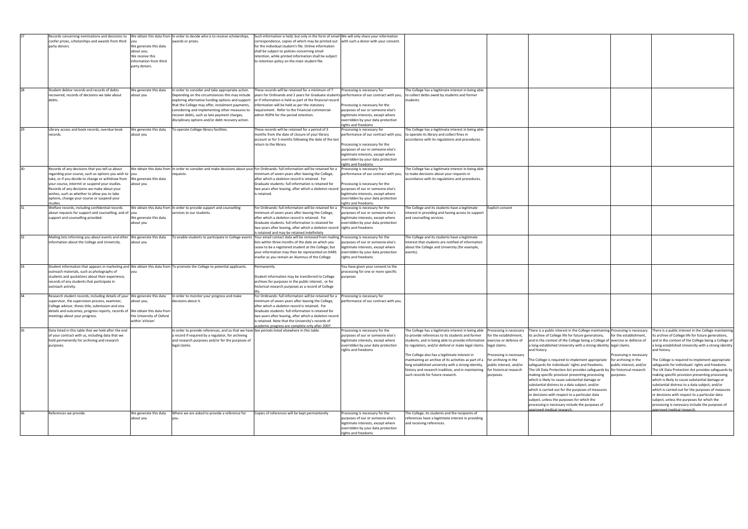| | | | | | | | | | | |
|---|---|---|---|---|---|---|---|---|---|---|
| 27 | Records concerning nominations and decisions to confer prizes, scholarships and awards from third party donors. | We obtain this data from you<br>We generate this data about you;<br>We receive this information from third party donors. | In order to decide who is to receive scholarships, awards or prizes. | Such information is held, but only in the form of email correspondence, copies of which may be printed out for the individual student's file. Online information shall be subject to policies concerning email retention, while printed information shall be subject to retention policy on the main student file. | We will only share your information with such a donor with your consent. | | | | | |
| 28 | Student debtor records and records of debts recovered, records of decisions we take about debts. | We generate this data about you | In order to consider and take appropriate action. Depending on the circumstances this may include exploring alternative funding options and support that the College may offer, instalment payments, considering and implementing other measures to recover debts, such as late payment charges, disciplinary options and/or debt recovery action. | These records will be retained for a minimum of 7 years for Ordinands and 2 years for Graduate students or if information is held as part of the financial record information will be held as per the statutory requirement. Refer to the Financial-commercial-admin ROPA for the period retention. | Processing is necessary for performance of our contract with you;<br><br>Processing is necessary for the purposes of our or someone else's legitimate interests, except where overridden by your data protection rights and freedoms | The College has a legitimate interest in being able to collect debts owed by students and former students. | | | | |
| 29 | Library access and book records, overdue book records. | We generate this data about you | To operate College library facilities. | These records will be retained for a period of 3 months from the date of closure of your library account or for 3 months following the date of the last return to the library | Processing is necessary for performance of our contract with you;<br><br>Processing is necessary for the purposes of our or someone else's legitimate interests, except where overridden by your data protection rights and freedoms | The College has a legitimate interest in being able to operate its library and collect fines in accordance with its regulations and procedures. | | | | |
| 30 | Records of any decisions that you tell us about regarding your course, such as options you wish to take, or if you decide to change or withdraw from your course, intermit or suspend your studies. Records of any decisions we make about your wishes, such as whether to allow you to take options, change your course or suspend your studies. | We obtain this data from you<br>We generate this data about you | In order to consider and make decisions about your requests. | For Ordinands: full information will be retained for a minimum of seven years after leaving the College, after which a skeleton record is retained. For Graduate students: full information is retained for two years after leaving, after which a skeleton record is retained. | Processing is necessary for performance of our contract with you;<br><br>Processing is necessary for the purposes of our or someone else's legitimate interests, except where overridden by your data protection rights and freedoms. | The College has a legitimate interest in being able to make decisions about your requests in accordance with its regulations and procedures. | | | | |
| 31 | Welfare records, including confidential records about requests for support and counselling, and of support and counselling provided. | We obtain this data from you<br>We generate this data about you | In order to provide support and counselling services to our students. | For Ordinands: full information will be retained for a minimum of seven years after leaving the College, after which a skeleton record is retained. For Graduate students: full information is retained for two years after leaving, after which a skeleton record is retained and may be retained indefinitely | Processing is necessary for the purposes of our or someone else's legitimate interests, except where overridden by your data protection rights and freedoms | The College and its students have a legitimate interest in providing and having access to support and counselling services. | Explicit consent | | | |
| 32 | Mailing lists informing you about events and other information about the College and University. | We generate this data about you | To enable students to participate in College events | Your email contact data will be removed from mailing lists within three months of the date on which you cease to be a registered student at the College; but your information may then be represented on DARS insofar as you remain an Alumnus of the College | Processing is necessary for the purposes of our or someone else's legitimate interests, except where overridden by your data protection rights and freedoms | The College and its students have a legitimate interest that students are notified of information about the College and University (for example, events). | | | | |
| 33 | Student information that appears in marketing and outreach materials, such as photographs of students and quotations about their experience, records of any students that participate in outreach activity. | We obtain this data from you | To promote the College to potential applicants. | Permanently.<br><br>Student information may be transferred to College archives for purposes in the public interest, or for historical research purposes as a record of College life. | You have given your consent to the processing for one or more specific purposes | | | | | |
| 34 | Research student records, including details of your supervisor, the supervision process, examiner, College advisor, thesis title, submission and viva details and outcomes, progress reports, records of meetings about your progress. | We generate this data about you;<br>We obtain this data from the University of Oxford within 'eVision' | In order to monitor your progress and make decisions about it. | For Ordinands: full information will be retained for a minimum of seven years after leaving the College, after which a skeleton record is retained. For Graduate students: full information is retained for two years after leaving, after which a skeleton record is retained. Note that the University's records of academic progress are complete only after 2007. | Processing is necessary for performance of our contract with you. | | | | | |
| 35 | Data listed in this table that we hold after the end of your contract with us, including data that we hold permenently for archiving and research purposes. | | In order to provide references, and so that we have a record if required by a regulator, for archiving and research purposes and/or for the purposes of legal claims. | See periods listed elsewhere in this table. | Processing is necessary for the purposes of our or someone else's legitimate interests, except where overridden by your data protection rights and freedoms | The College has a legitimate interest in being able to provide references to its students and former students, and in being able to provide information to regulators, and/or defend or make legal claims.<br><br>The College also has a legitimate interest in maintaining an archive of its activities as part of a long established university with a strong identity, history and research tradition, and in maintaining such records for future research. | Processing is necessary for the establishment, exercise or defence of legal claims.<br><br>Processing is necessary for archiving in the public interest, and/or for historical research purposes. | There is a public interest in the College maintaining its archive of College life for future generations, and in the context of the College being a College of a long-established University with a strong identity and history.<br><br>The College is required to implement appropriate safeguards for individuals' rights and freedoms. The UK Data Protection Act provides safeguards by making specific provision preventing processing which is likely to cause substantial damage or substantial distress to a data subject; and/or which is carried out for the purposes of measures or decisions with respect to a particular data subject, unless the purposes for which the processing is necessary include the purposes of approved medical research. | Processing is necessary for the establishment, exercise or defence of legal claims.<br><br>Processing is necessary for archiving in the public interest, and/or for historical research purposes. | There is a public interest in the College maintaining its archive of College life for future generations, and in the context of the College being a College of a long-established University with a strong identity and history.<br><br>The College is required to implement appropriate safeguards for individuals' rights and freedoms. The UK Data Protection Act provides safeguards by making specific provision preventing processing which is likely to cause substantial damage or substantial distress to a data subject; and/or which is carried out for the purposes of measures or decisions with respect to a particular data subject, unless the purposes for which the processing is necessary include the purposes of approved medical research. |
| 36 | References we provide. | We generate this data about you | Where we are asked to provide a reference for you. | Copies of references will be kept permanently | Processing is necessary for the purposes of our or someone else's legitimate interests, except where overridden by your data protection rights and freedoms | The College, its students and the recipients of references have a legitimate interest in providing and receiving references. | | | | |